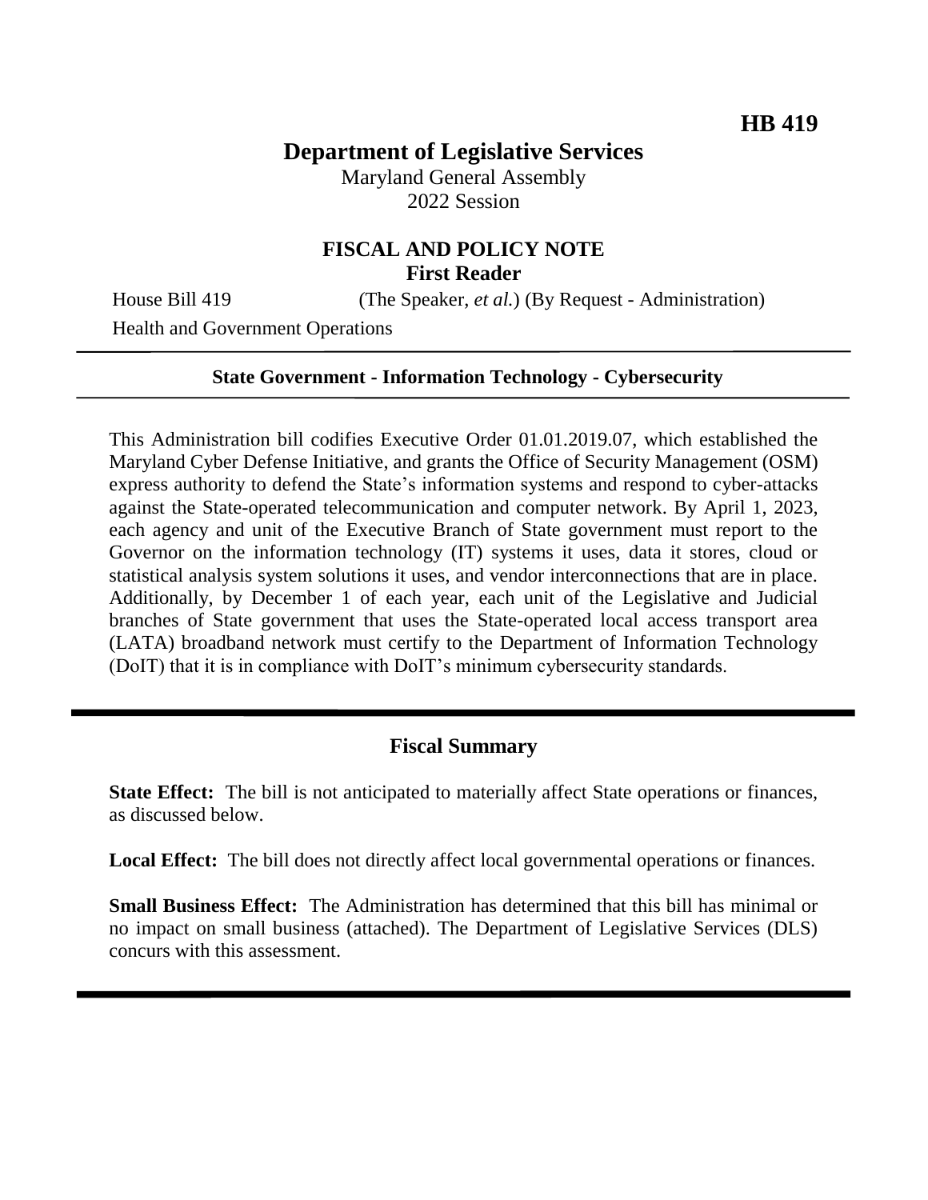**HB 419**

# Department of Legislative Services

Maryland General Assembly
2022 Session

## FISCAL AND POLICY NOTE
**First Reader**

House Bill 419 (The Speaker, *et al.*) (By Request - Administration)
Health and Government Operations

---

**State Government - Information Technology - Cybersecurity**

---

This Administration bill codifies Executive Order 01.01.2019.07, which established the Maryland Cyber Defense Initiative, and grants the Office of Security Management (OSM) express authority to defend the State's information systems and respond to cyber-attacks against the State-operated telecommunication and computer network. By April 1, 2023, each agency and unit of the Executive Branch of State government must report to the Governor on the information technology (IT) systems it uses, data it stores, cloud or statistical analysis system solutions it uses, and vendor interconnections that are in place. Additionally, by December 1 of each year, each unit of the Legislative and Judicial branches of State government that uses the State-operated local access transport area (LATA) broadband network must certify to the Department of Information Technology (DoIT) that it is in compliance with DoIT's minimum cybersecurity standards.

---

## Fiscal Summary

**State Effect:** The bill is not anticipated to materially affect State operations or finances, as discussed below.

**Local Effect:** The bill does not directly affect local governmental operations or finances.

**Small Business Effect:** The Administration has determined that this bill has minimal or no impact on small business (attached). The Department of Legislative Services (DLS) concurs with this assessment.

---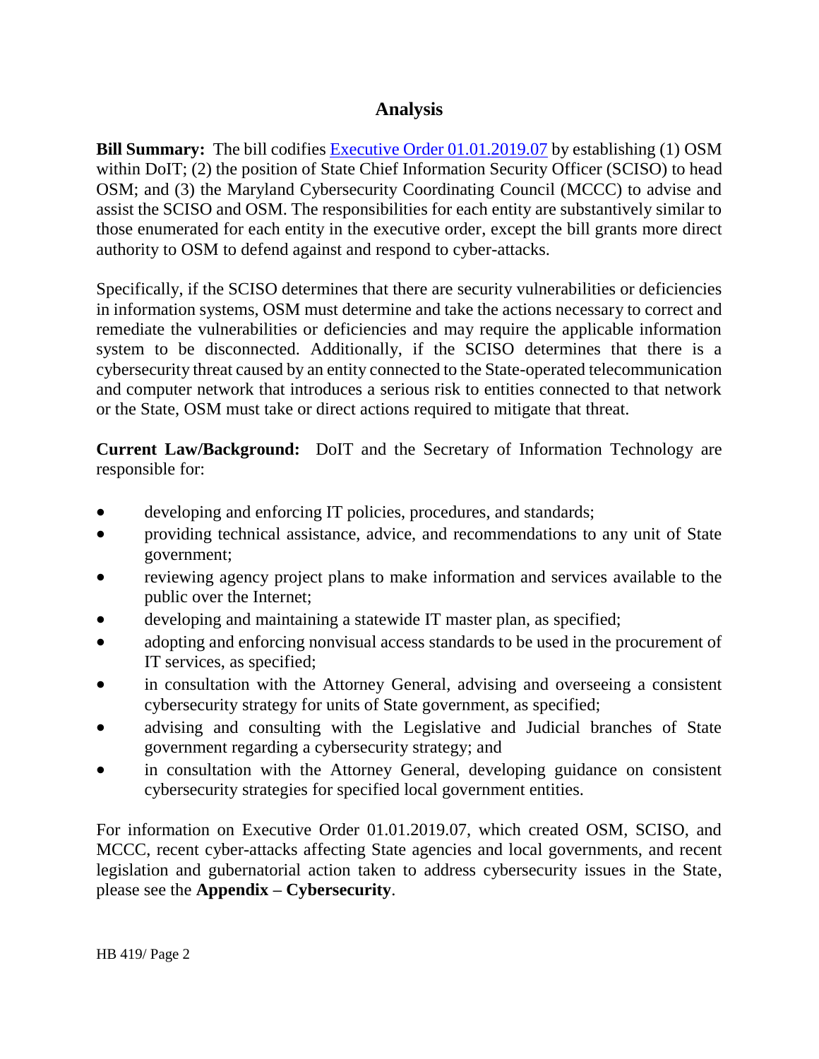## Analysis

**Bill Summary:** The bill codifies Executive Order 01.01.2019.07 by establishing (1) OSM within DoIT; (2) the position of State Chief Information Security Officer (SCISO) to head OSM; and (3) the Maryland Cybersecurity Coordinating Council (MCCC) to advise and assist the SCISO and OSM. The responsibilities for each entity are substantively similar to those enumerated for each entity in the executive order, except the bill grants more direct authority to OSM to defend against and respond to cyber-attacks.

Specifically, if the SCISO determines that there are security vulnerabilities or deficiencies in information systems, OSM must determine and take the actions necessary to correct and remediate the vulnerabilities or deficiencies and may require the applicable information system to be disconnected. Additionally, if the SCISO determines that there is a cybersecurity threat caused by an entity connected to the State-operated telecommunication and computer network that introduces a serious risk to entities connected to that network or the State, OSM must take or direct actions required to mitigate that threat.

**Current Law/Background:** DoIT and the Secretary of Information Technology are responsible for:

- developing and enforcing IT policies, procedures, and standards;
- providing technical assistance, advice, and recommendations to any unit of State government;
- reviewing agency project plans to make information and services available to the public over the Internet;
- developing and maintaining a statewide IT master plan, as specified;
- adopting and enforcing nonvisual access standards to be used in the procurement of IT services, as specified;
- in consultation with the Attorney General, advising and overseeing a consistent cybersecurity strategy for units of State government, as specified;
- advising and consulting with the Legislative and Judicial branches of State government regarding a cybersecurity strategy; and
- in consultation with the Attorney General, developing guidance on consistent cybersecurity strategies for specified local government entities.

For information on Executive Order 01.01.2019.07, which created OSM, SCISO, and MCCC, recent cyber-attacks affecting State agencies and local governments, and recent legislation and gubernatorial action taken to address cybersecurity issues in the State, please see the **Appendix – Cybersecurity**.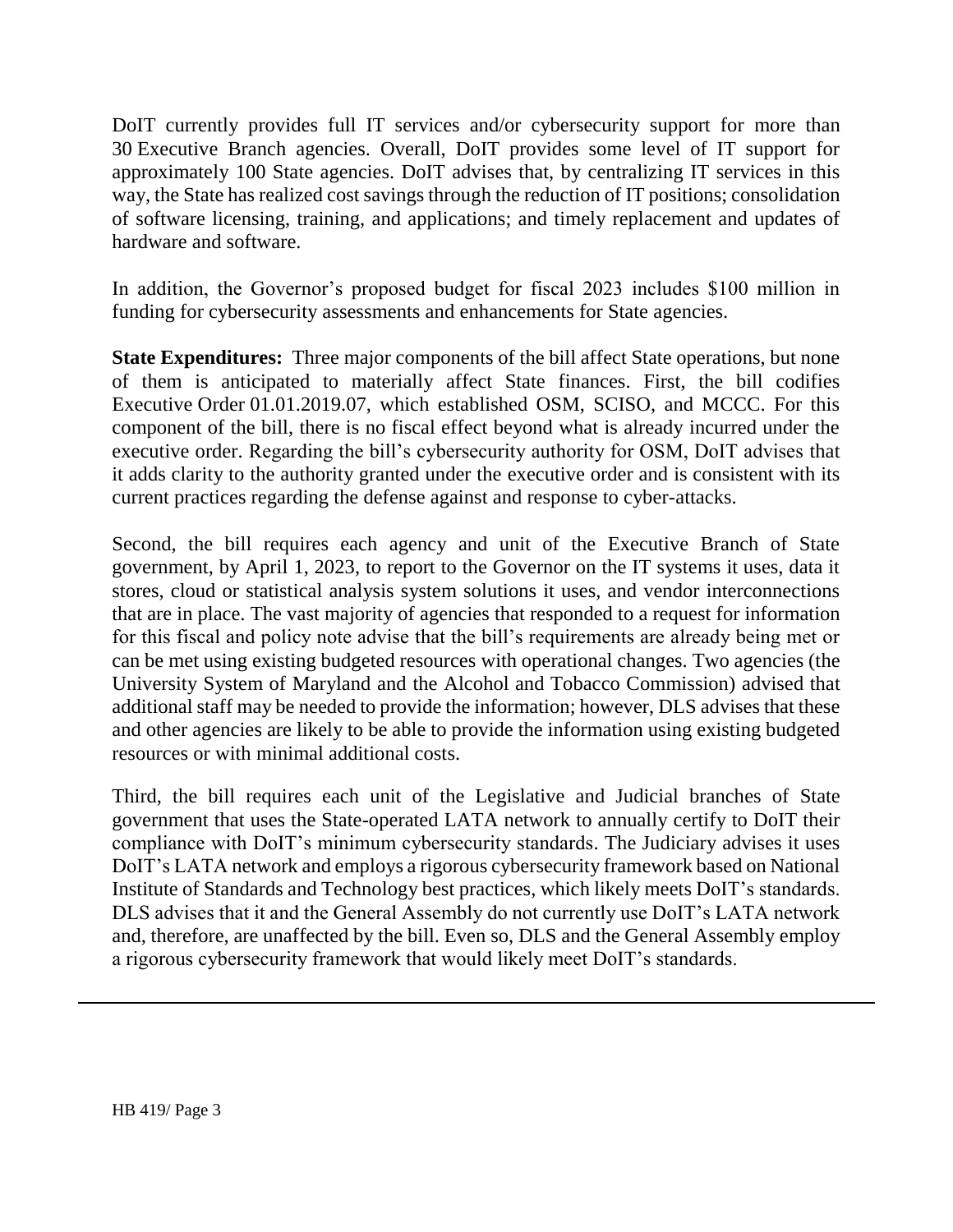DoIT currently provides full IT services and/or cybersecurity support for more than 30 Executive Branch agencies. Overall, DoIT provides some level of IT support for approximately 100 State agencies. DoIT advises that, by centralizing IT services in this way, the State has realized cost savings through the reduction of IT positions; consolidation of software licensing, training, and applications; and timely replacement and updates of hardware and software.

In addition, the Governor's proposed budget for fiscal 2023 includes $100 million in funding for cybersecurity assessments and enhancements for State agencies.

**State Expenditures:** Three major components of the bill affect State operations, but none of them is anticipated to materially affect State finances. First, the bill codifies Executive Order 01.01.2019.07, which established OSM, SCISO, and MCCC. For this component of the bill, there is no fiscal effect beyond what is already incurred under the executive order. Regarding the bill's cybersecurity authority for OSM, DoIT advises that it adds clarity to the authority granted under the executive order and is consistent with its current practices regarding the defense against and response to cyber-attacks.

Second, the bill requires each agency and unit of the Executive Branch of State government, by April 1, 2023, to report to the Governor on the IT systems it uses, data it stores, cloud or statistical analysis system solutions it uses, and vendor interconnections that are in place. The vast majority of agencies that responded to a request for information for this fiscal and policy note advise that the bill's requirements are already being met or can be met using existing budgeted resources with operational changes. Two agencies (the University System of Maryland and the Alcohol and Tobacco Commission) advised that additional staff may be needed to provide the information; however, DLS advises that these and other agencies are likely to be able to provide the information using existing budgeted resources or with minimal additional costs.

Third, the bill requires each unit of the Legislative and Judicial branches of State government that uses the State-operated LATA network to annually certify to DoIT their compliance with DoIT's minimum cybersecurity standards. The Judiciary advises it uses DoIT's LATA network and employs a rigorous cybersecurity framework based on National Institute of Standards and Technology best practices, which likely meets DoIT's standards. DLS advises that it and the General Assembly do not currently use DoIT's LATA network and, therefore, are unaffected by the bill. Even so, DLS and the General Assembly employ a rigorous cybersecurity framework that would likely meet DoIT's standards.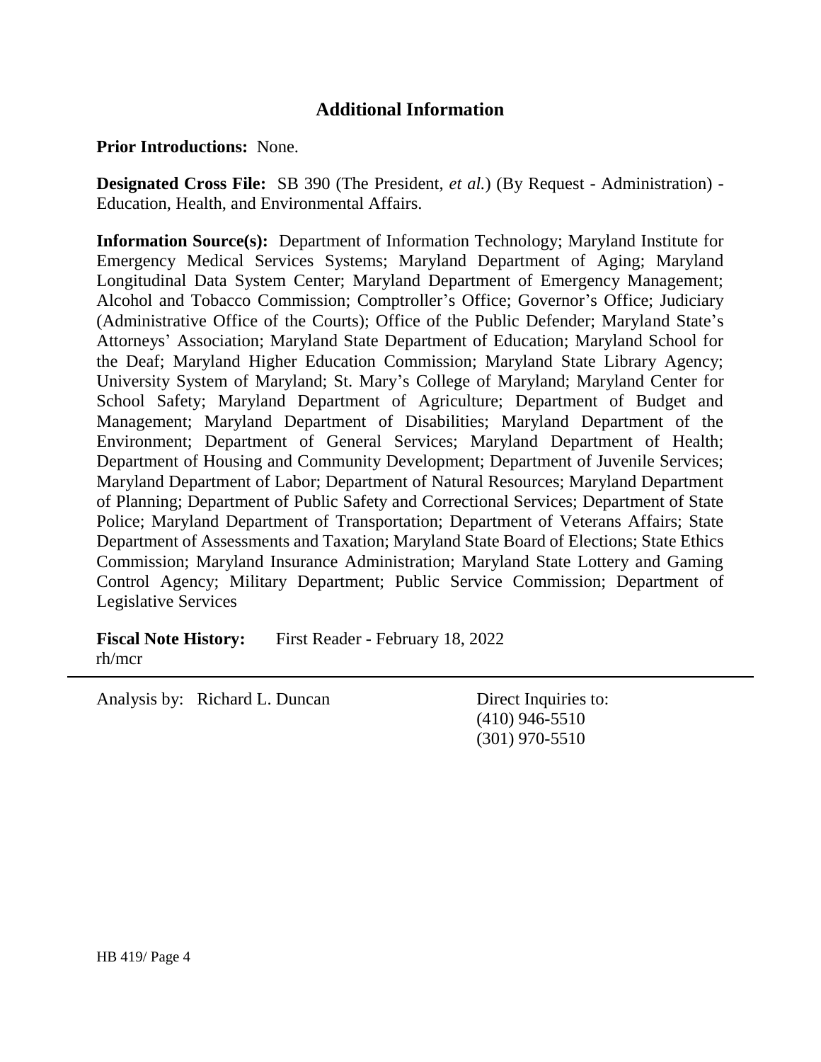## Additional Information

**Prior Introductions:** None.

**Designated Cross File:** SB 390 (The President, *et al.*) (By Request - Administration) - Education, Health, and Environmental Affairs.

**Information Source(s):** Department of Information Technology; Maryland Institute for Emergency Medical Services Systems; Maryland Department of Aging; Maryland Longitudinal Data System Center; Maryland Department of Emergency Management; Alcohol and Tobacco Commission; Comptroller's Office; Governor's Office; Judiciary (Administrative Office of the Courts); Office of the Public Defender; Maryland State's Attorneys' Association; Maryland State Department of Education; Maryland School for the Deaf; Maryland Higher Education Commission; Maryland State Library Agency; University System of Maryland; St. Mary's College of Maryland; Maryland Center for School Safety; Maryland Department of Agriculture; Department of Budget and Management; Maryland Department of Disabilities; Maryland Department of the Environment; Department of General Services; Maryland Department of Health; Department of Housing and Community Development; Department of Juvenile Services; Maryland Department of Labor; Department of Natural Resources; Maryland Department of Planning; Department of Public Safety and Correctional Services; Department of State Police; Maryland Department of Transportation; Department of Veterans Affairs; State Department of Assessments and Taxation; Maryland State Board of Elections; State Ethics Commission; Maryland Insurance Administration; Maryland State Lottery and Gaming Control Agency; Military Department; Public Service Commission; Department of Legislative Services

**Fiscal Note History:** First Reader - February 18, 2022
rh/mcr

---

Analysis by: Richard L. Duncan

Direct Inquiries to:
(410) 946-5510
(301) 970-5510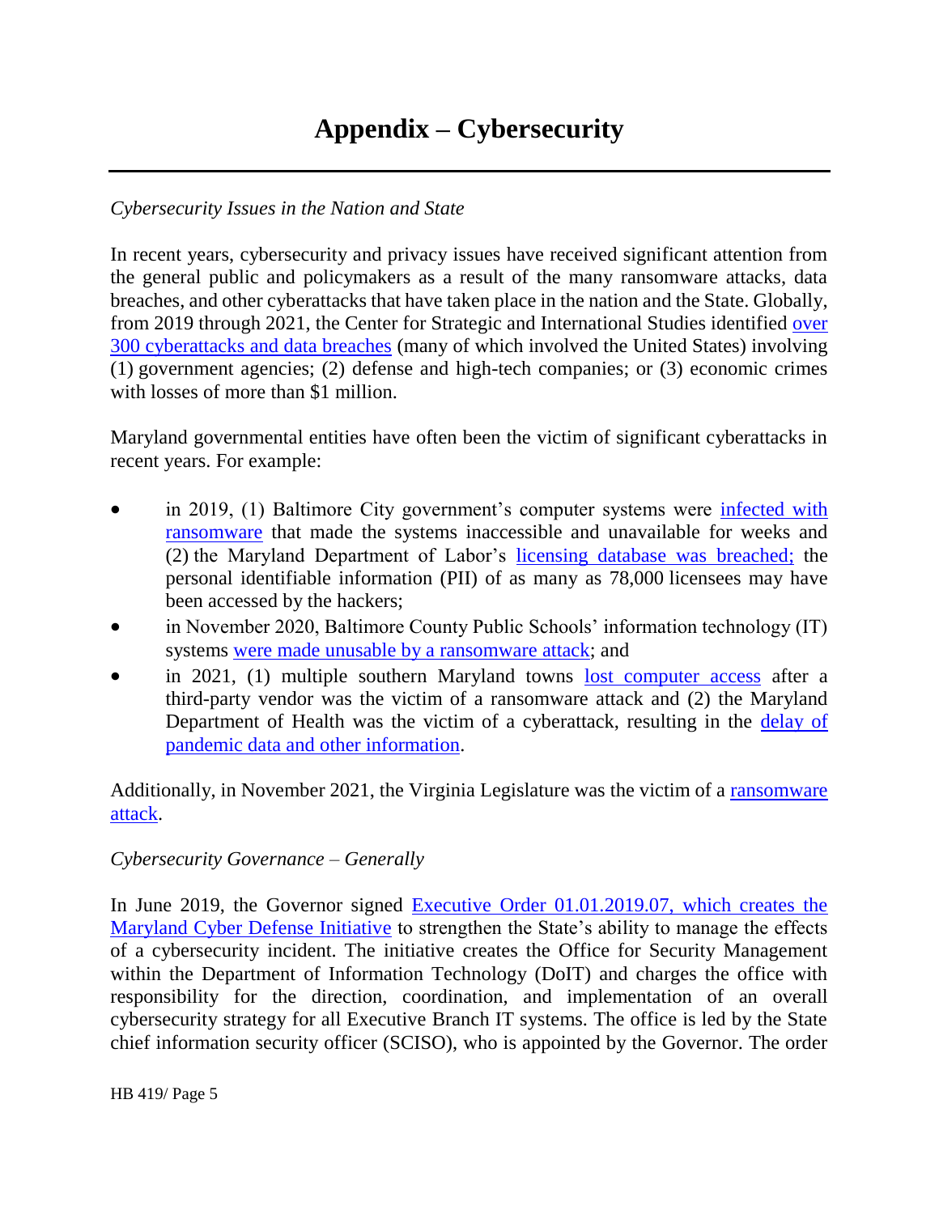# Appendix – Cybersecurity

*Cybersecurity Issues in the Nation and State*

In recent years, cybersecurity and privacy issues have received significant attention from the general public and policymakers as a result of the many ransomware attacks, data breaches, and other cyberattacks that have taken place in the nation and the State. Globally, from 2019 through 2021, the Center for Strategic and International Studies identified over 300 cyberattacks and data breaches (many of which involved the United States) involving (1) government agencies; (2) defense and high-tech companies; or (3) economic crimes with losses of more than $1 million.

Maryland governmental entities have often been the victim of significant cyberattacks in recent years. For example:

- in 2019, (1) Baltimore City government's computer systems were infected with ransomware that made the systems inaccessible and unavailable for weeks and (2) the Maryland Department of Labor's licensing database was breached; the personal identifiable information (PII) of as many as 78,000 licensees may have been accessed by the hackers;
- in November 2020, Baltimore County Public Schools' information technology (IT) systems were made unusable by a ransomware attack; and
- in 2021, (1) multiple southern Maryland towns lost computer access after a third-party vendor was the victim of a ransomware attack and (2) the Maryland Department of Health was the victim of a cyberattack, resulting in the delay of pandemic data and other information.

Additionally, in November 2021, the Virginia Legislature was the victim of a ransomware attack.

*Cybersecurity Governance – Generally*

In June 2019, the Governor signed Executive Order 01.01.2019.07, which creates the Maryland Cyber Defense Initiative to strengthen the State's ability to manage the effects of a cybersecurity incident. The initiative creates the Office for Security Management within the Department of Information Technology (DoIT) and charges the office with responsibility for the direction, coordination, and implementation of an overall cybersecurity strategy for all Executive Branch IT systems. The office is led by the State chief information security officer (SCISO), who is appointed by the Governor. The order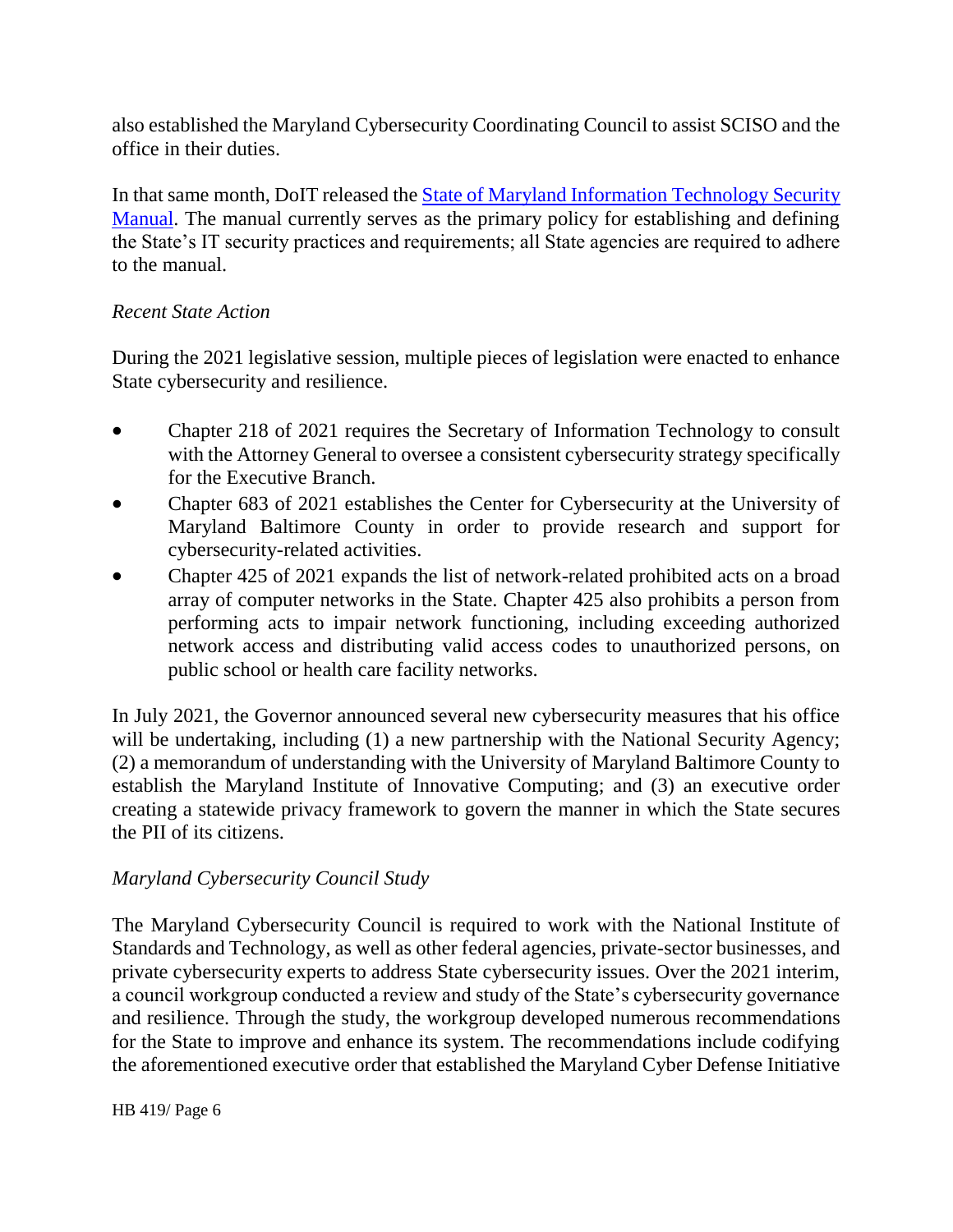also established the Maryland Cybersecurity Coordinating Council to assist SCISO and the office in their duties.

In that same month, DoIT released the [State of Maryland Information Technology Security Manual](). The manual currently serves as the primary policy for establishing and defining the State's IT security practices and requirements; all State agencies are required to adhere to the manual.

*Recent State Action*

During the 2021 legislative session, multiple pieces of legislation were enacted to enhance State cybersecurity and resilience.

- Chapter 218 of 2021 requires the Secretary of Information Technology to consult with the Attorney General to oversee a consistent cybersecurity strategy specifically for the Executive Branch.
- Chapter 683 of 2021 establishes the Center for Cybersecurity at the University of Maryland Baltimore County in order to provide research and support for cybersecurity-related activities.
- Chapter 425 of 2021 expands the list of network-related prohibited acts on a broad array of computer networks in the State. Chapter 425 also prohibits a person from performing acts to impair network functioning, including exceeding authorized network access and distributing valid access codes to unauthorized persons, on public school or health care facility networks.

In July 2021, the Governor announced several new cybersecurity measures that his office will be undertaking, including (1) a new partnership with the National Security Agency; (2) a memorandum of understanding with the University of Maryland Baltimore County to establish the Maryland Institute of Innovative Computing; and (3) an executive order creating a statewide privacy framework to govern the manner in which the State secures the PII of its citizens.

*Maryland Cybersecurity Council Study*

The Maryland Cybersecurity Council is required to work with the National Institute of Standards and Technology, as well as other federal agencies, private-sector businesses, and private cybersecurity experts to address State cybersecurity issues. Over the 2021 interim, a council workgroup conducted a review and study of the State's cybersecurity governance and resilience. Through the study, the workgroup developed numerous recommendations for the State to improve and enhance its system. The recommendations include codifying the aforementioned executive order that established the Maryland Cyber Defense Initiative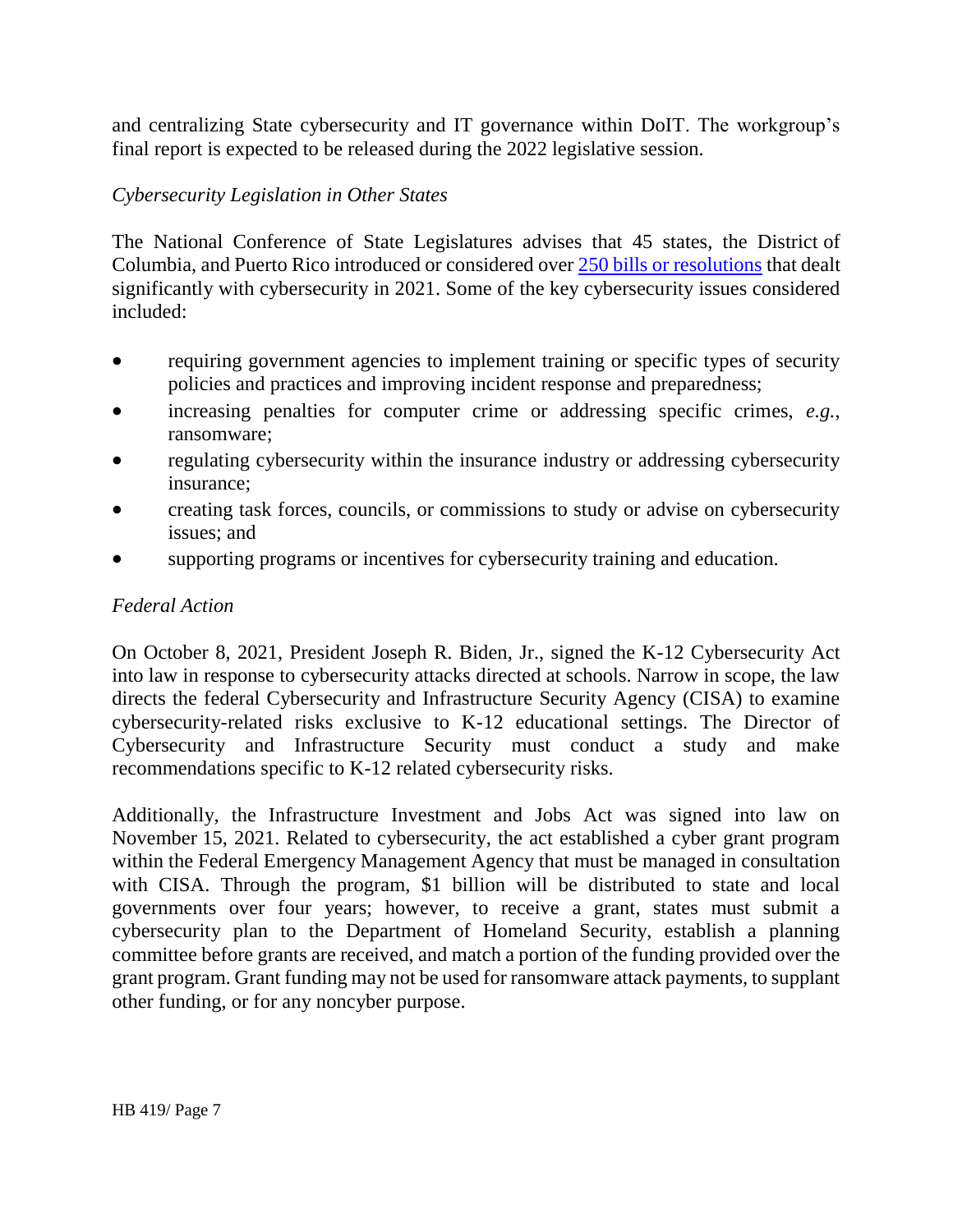and centralizing State cybersecurity and IT governance within DoIT. The workgroup's final report is expected to be released during the 2022 legislative session.

*Cybersecurity Legislation in Other States*

The National Conference of State Legislatures advises that 45 states, the District of Columbia, and Puerto Rico introduced or considered over [250 bills or resolutions](#) that dealt significantly with cybersecurity in 2021. Some of the key cybersecurity issues considered included:

- requiring government agencies to implement training or specific types of security policies and practices and improving incident response and preparedness;
- increasing penalties for computer crime or addressing specific crimes, *e.g.*, ransomware;
- regulating cybersecurity within the insurance industry or addressing cybersecurity insurance;
- creating task forces, councils, or commissions to study or advise on cybersecurity issues; and
- supporting programs or incentives for cybersecurity training and education.

*Federal Action*

On October 8, 2021, President Joseph R. Biden, Jr., signed the K-12 Cybersecurity Act into law in response to cybersecurity attacks directed at schools. Narrow in scope, the law directs the federal Cybersecurity and Infrastructure Security Agency (CISA) to examine cybersecurity-related risks exclusive to K-12 educational settings. The Director of Cybersecurity and Infrastructure Security must conduct a study and make recommendations specific to K-12 related cybersecurity risks.

Additionally, the Infrastructure Investment and Jobs Act was signed into law on November 15, 2021. Related to cybersecurity, the act established a cyber grant program within the Federal Emergency Management Agency that must be managed in consultation with CISA. Through the program, $1 billion will be distributed to state and local governments over four years; however, to receive a grant, states must submit a cybersecurity plan to the Department of Homeland Security, establish a planning committee before grants are received, and match a portion of the funding provided over the grant program. Grant funding may not be used for ransomware attack payments, to supplant other funding, or for any noncyber purpose.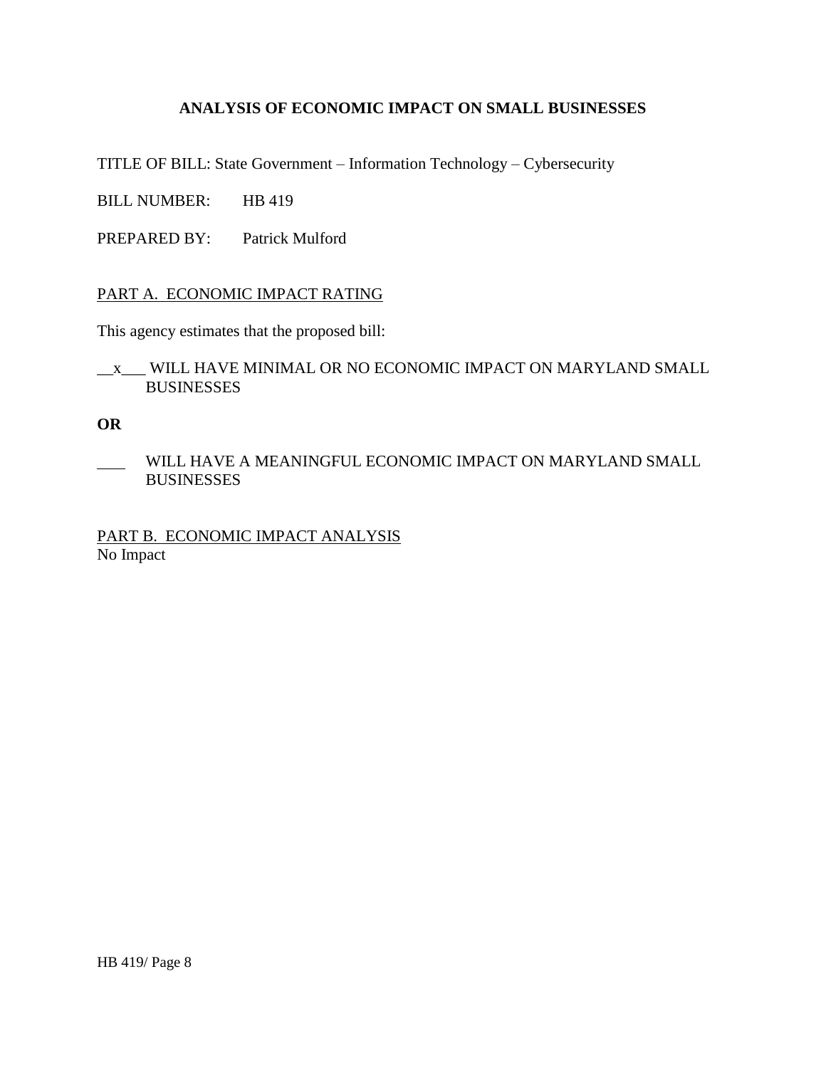## ANALYSIS OF ECONOMIC IMPACT ON SMALL BUSINESSES

TITLE OF BILL: State Government – Information Technology – Cybersecurity

BILL NUMBER: HB 419

PREPARED BY: Patrick Mulford

PART A. ECONOMIC IMPACT RATING

This agency estimates that the proposed bill:

__x___ WILL HAVE MINIMAL OR NO ECONOMIC IMPACT ON MARYLAND SMALL BUSINESSES

**OR**

___ WILL HAVE A MEANINGFUL ECONOMIC IMPACT ON MARYLAND SMALL BUSINESSES

PART B. ECONOMIC IMPACT ANALYSIS

No Impact